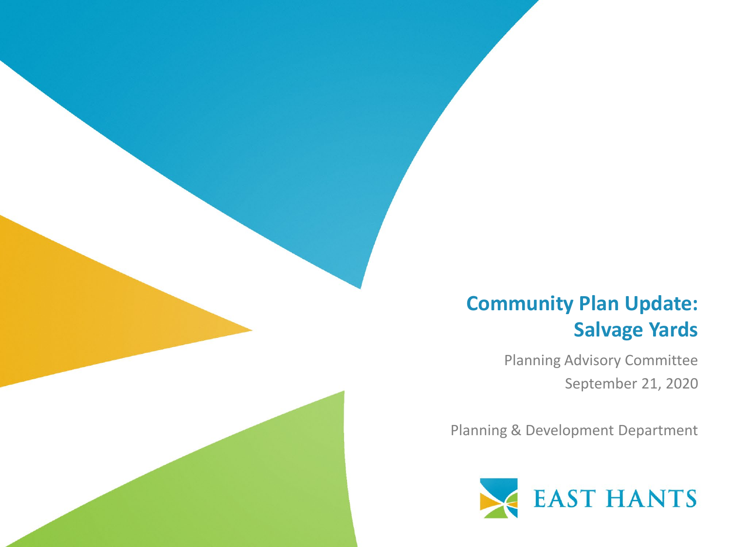# Community Plan Update: Salvage Yards

Planning Advisory Committee

September 21, 2020

Planning & Development Department

EAST HANTS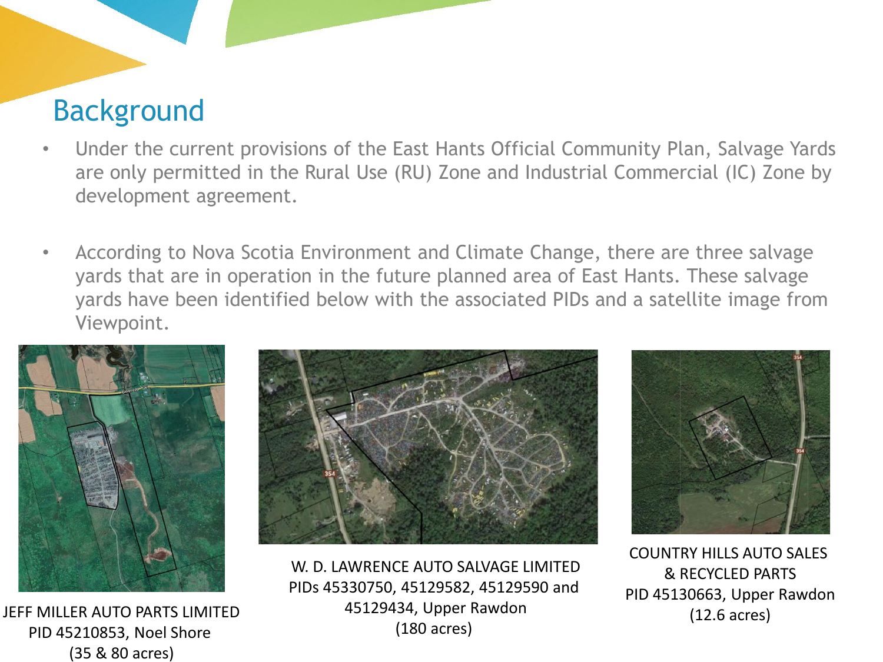## Background

- Under the current provisions of the East Hants Official Community Plan, Salvage Yards are only permitted in the Rural Use (RU) Zone and Industrial Commercial (IC) Zone by development agreement.
- According to Nova Scotia Environment and Climate Change, there are three salvage yards that are in operation in the future planned area of East Hants. These salvage yards have been identified below with the associated PIDs and a satellite image from Viewpoint.

JEFF MILLER AUTO PARTS LIMITED
PID 45210853, Noel Shore
(35 & 80 acres)

W. D. LAWRENCE AUTO SALVAGE LIMITED
PIDs 45330750, 45129582, 45129590 and 45129434, Upper Rawdon
(180 acres)

COUNTRY HILLS AUTO SALES & RECYCLED PARTS
PID 45130663, Upper Rawdon
(12.6 acres)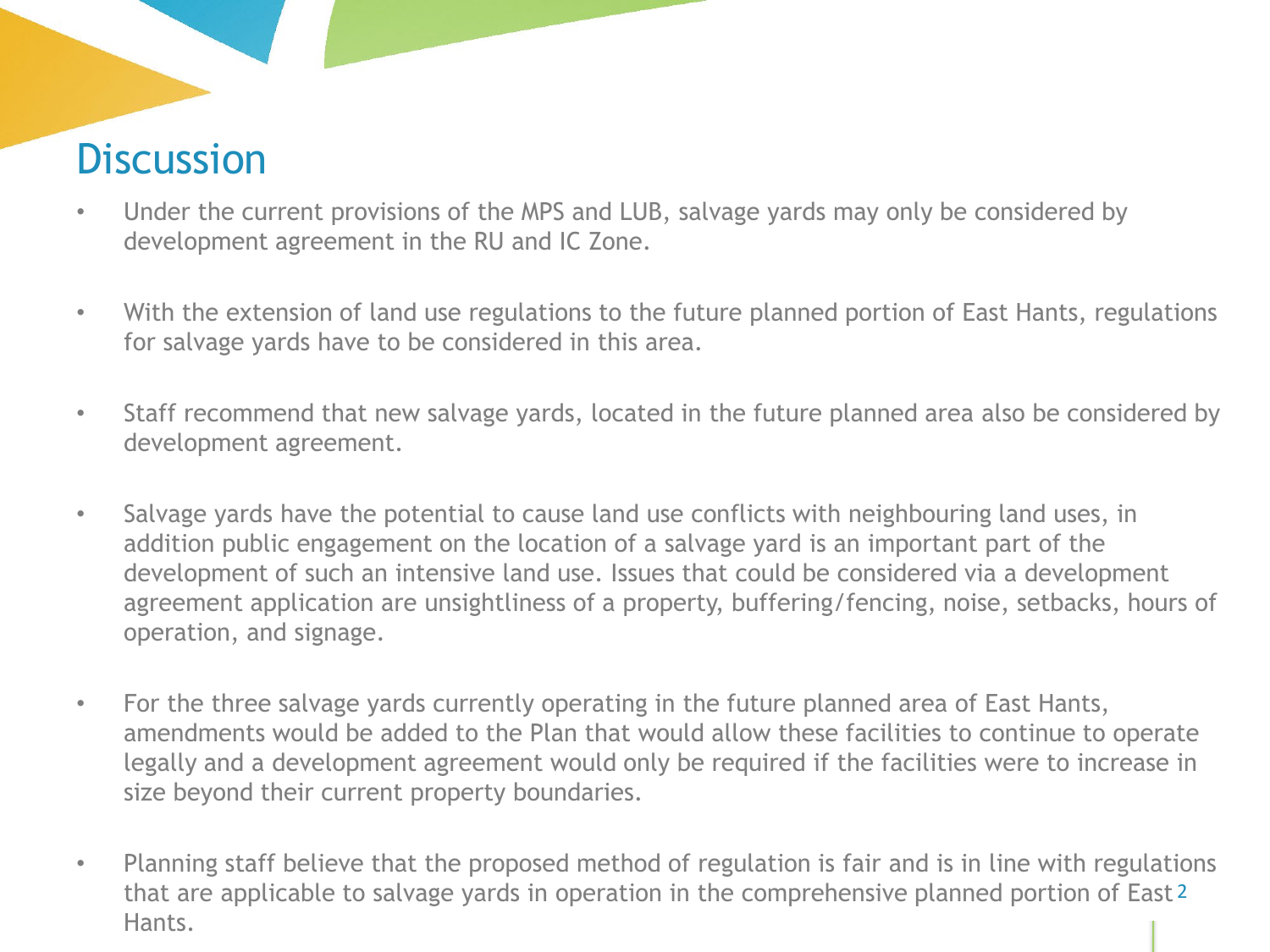# Discussion

- Under the current provisions of the MPS and LUB, salvage yards may only be considered by development agreement in the RU and IC Zone.
- With the extension of land use regulations to the future planned portion of East Hants, regulations for salvage yards have to be considered in this area.
- Staff recommend that new salvage yards, located in the future planned area also be considered by development agreement.
- Salvage yards have the potential to cause land use conflicts with neighbouring land uses, in addition public engagement on the location of a salvage yard is an important part of the development of such an intensive land use. Issues that could be considered via a development agreement application are unsightliness of a property, buffering/fencing, noise, setbacks, hours of operation, and signage.
- For the three salvage yards currently operating in the future planned area of East Hants, amendments would be added to the Plan that would allow these facilities to continue to operate legally and a development agreement would only be required if the facilities were to increase in size beyond their current property boundaries.
- Planning staff believe that the proposed method of regulation is fair and is in line with regulations that are applicable to salvage yards in operation in the comprehensive planned portion of East Hants.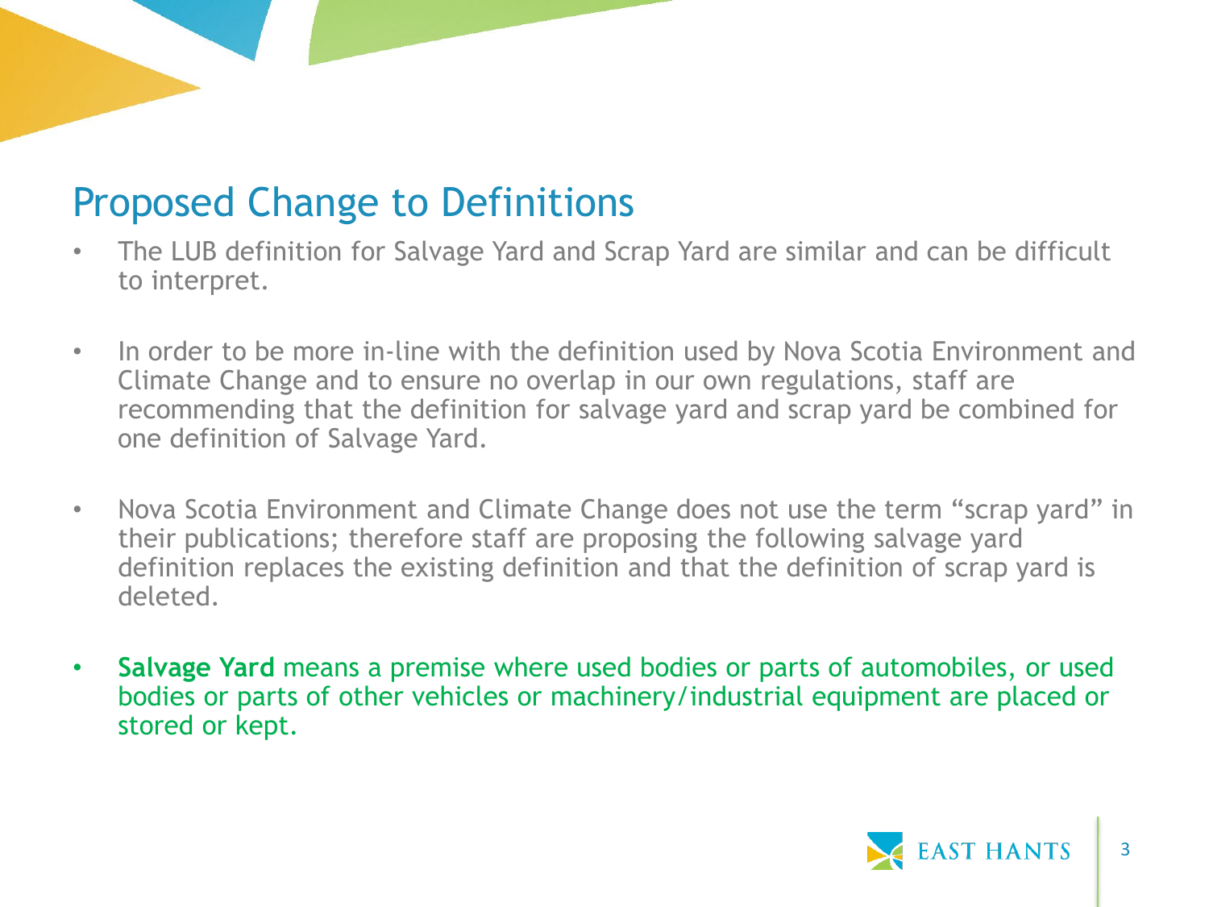## Proposed Change to Definitions

- The LUB definition for Salvage Yard and Scrap Yard are similar and can be difficult to interpret.
- In order to be more in-line with the definition used by Nova Scotia Environment and Climate Change and to ensure no overlap in our own regulations, staff are recommending that the definition for salvage yard and scrap yard be combined for one definition of Salvage Yard.
- Nova Scotia Environment and Climate Change does not use the term “scrap yard” in their publications; therefore staff are proposing the following salvage yard definition replaces the existing definition and that the definition of scrap yard is deleted.
- **Salvage Yard** means a premise where used bodies or parts of automobiles, or used bodies or parts of other vehicles or machinery/industrial equipment are placed or stored or kept.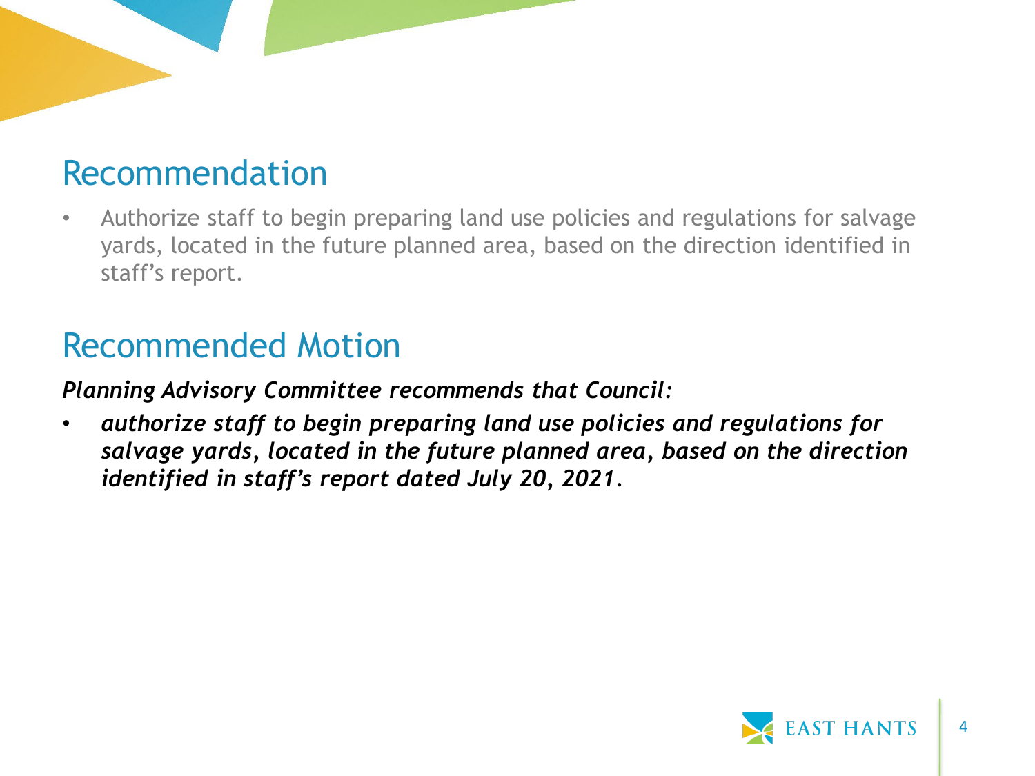## Recommendation

- Authorize staff to begin preparing land use policies and regulations for salvage yards, located in the future planned area, based on the direction identified in staff's report.

## Recommended Motion

***Planning Advisory Committee recommends that Council:***

- ***authorize staff to begin preparing land use policies and regulations for salvage yards, located in the future planned area, based on the direction identified in staff's report dated July 20, 2021.***